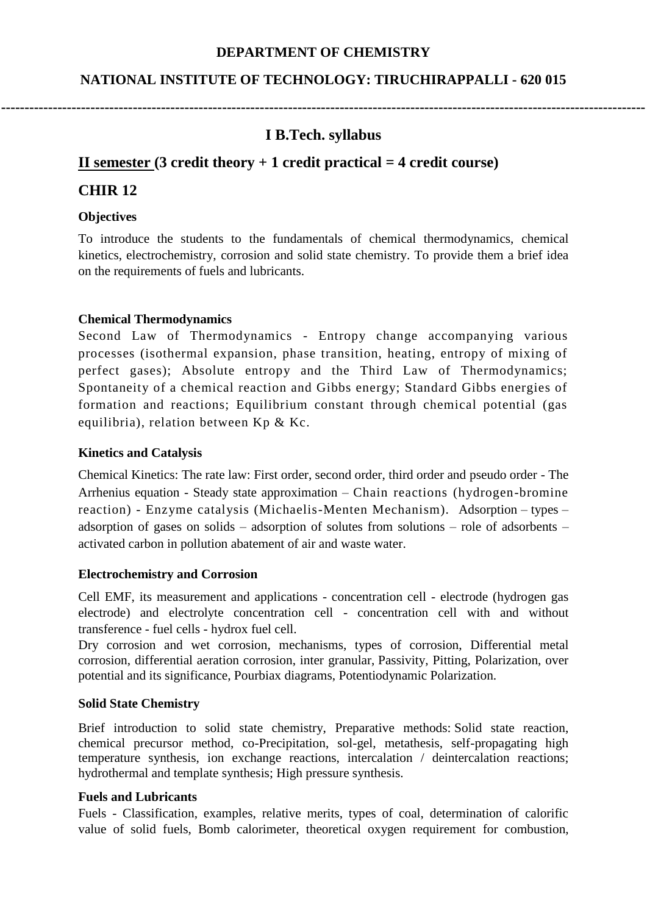**DEPARTMENT OF CHEMISTRY**

**NATIONAL INSTITUTE OF TECHNOLOGY: TIRUCHIRAPPALLI - 620 015**

---

## I B.Tech. syllabus

## II semester (3 credit theory + 1 credit practical = 4 credit course)

## CHIR 12

### Objectives

To introduce the students to the fundamentals of chemical thermodynamics, chemical kinetics, electrochemistry, corrosion and solid state chemistry. To provide them a brief idea on the requirements of fuels and lubricants.

### Chemical Thermodynamics

Second Law of Thermodynamics - Entropy change accompanying various processes (isothermal expansion, phase transition, heating, entropy of mixing of perfect gases); Absolute entropy and the Third Law of Thermodynamics; Spontaneity of a chemical reaction and Gibbs energy; Standard Gibbs energies of formation and reactions; Equilibrium constant through chemical potential (gas equilibria), relation between Kp & Kc.

### Kinetics and Catalysis

Chemical Kinetics: The rate law: First order, second order, third order and pseudo order - The Arrhenius equation - Steady state approximation – Chain reactions (hydrogen-bromine reaction) - Enzyme catalysis (Michaelis-Menten Mechanism). Adsorption – types – adsorption of gases on solids – adsorption of solutes from solutions – role of adsorbents – activated carbon in pollution abatement of air and waste water.

### Electrochemistry and Corrosion

Cell EMF, its measurement and applications - concentration cell - electrode (hydrogen gas electrode) and electrolyte concentration cell - concentration cell with and without transference - fuel cells - hydrox fuel cell.

Dry corrosion and wet corrosion, mechanisms, types of corrosion, Differential metal corrosion, differential aeration corrosion, inter granular, Passivity, Pitting, Polarization, over potential and its significance, Pourbiax diagrams, Potentiodynamic Polarization.

### Solid State Chemistry

Brief introduction to solid state chemistry, Preparative methods: Solid state reaction, chemical precursor method, co-Precipitation, sol-gel, metathesis, self-propagating high temperature synthesis, ion exchange reactions, intercalation / deintercalation reactions; hydrothermal and template synthesis; High pressure synthesis.

### Fuels and Lubricants

Fuels - Classification, examples, relative merits, types of coal, determination of calorific value of solid fuels, Bomb calorimeter, theoretical oxygen requirement for combustion,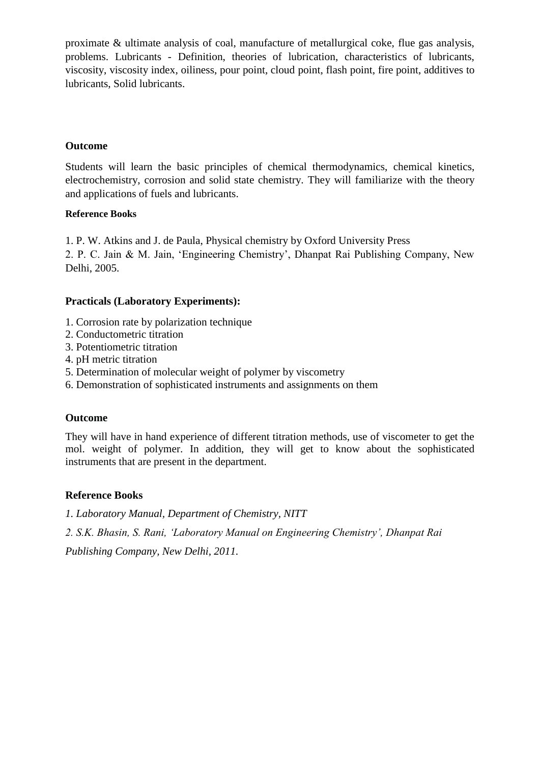proximate & ultimate analysis of coal, manufacture of metallurgical coke, flue gas analysis, problems. Lubricants - Definition, theories of lubrication, characteristics of lubricants, viscosity, viscosity index, oiliness, pour point, cloud point, flash point, fire point, additives to lubricants, Solid lubricants.

### Outcome

Students will learn the basic principles of chemical thermodynamics, chemical kinetics, electrochemistry, corrosion and solid state chemistry. They will familiarize with the theory and applications of fuels and lubricants.

#### Reference Books

1. P. W. Atkins and J. de Paula, Physical chemistry by Oxford University Press
2. P. C. Jain & M. Jain, 'Engineering Chemistry', Dhanpat Rai Publishing Company, New Delhi, 2005.

### Practicals (Laboratory Experiments):

1. Corrosion rate by polarization technique
2. Conductometric titration
3. Potentiometric titration
4. pH metric titration
5. Determination of molecular weight of polymer by viscometry
6. Demonstration of sophisticated instruments and assignments on them

### Outcome

They will have in hand experience of different titration methods, use of viscometer to get the mol. weight of polymer. In addition, they will get to know about the sophisticated instruments that are present in the department.

### Reference Books

*1. Laboratory Manual, Department of Chemistry, NITT*

*2. S.K. Bhasin, S. Rani, 'Laboratory Manual on Engineering Chemistry', Dhanpat Rai Publishing Company, New Delhi, 2011.*